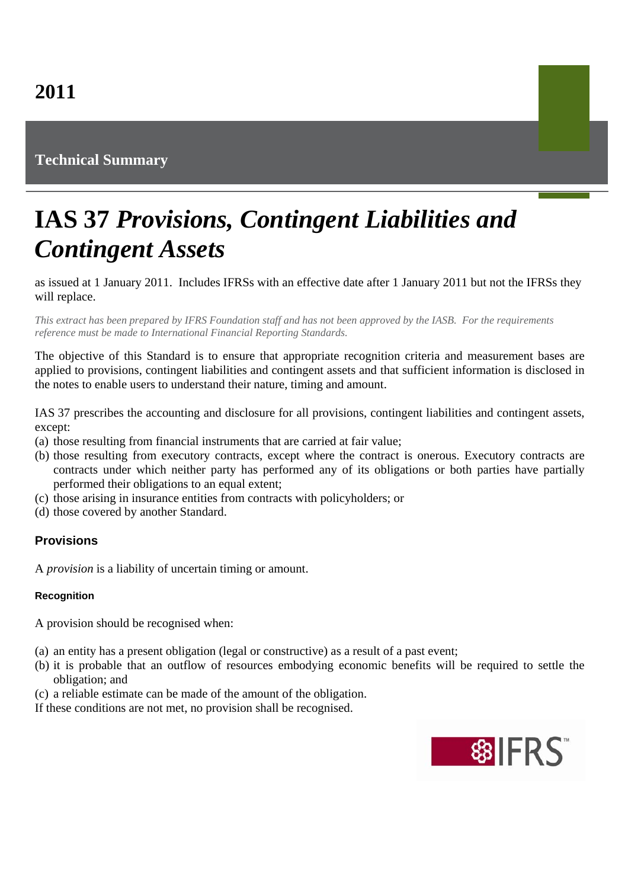2011

**Technical Summary**

# IAS 37 *Provisions, Contingent Liabilities and Contingent Assets*

as issued at 1 January 2011. Includes IFRSs with an effective date after 1 January 2011 but not the IFRSs they will replace.

*This extract has been prepared by IFRS Foundation staff and has not been approved by the IASB. For the requirements reference must be made to International Financial Reporting Standards.*

The objective of this Standard is to ensure that appropriate recognition criteria and measurement bases are applied to provisions, contingent liabilities and contingent assets and that sufficient information is disclosed in the notes to enable users to understand their nature, timing and amount.

IAS 37 prescribes the accounting and disclosure for all provisions, contingent liabilities and contingent assets, except:

(a) those resulting from financial instruments that are carried at fair value;
(b) those resulting from executory contracts, except where the contract is onerous. Executory contracts are contracts under which neither party has performed any of its obligations or both parties have partially performed their obligations to an equal extent;
(c) those arising in insurance entities from contracts with policyholders; or
(d) those covered by another Standard.

## Provisions

A *provision* is a liability of uncertain timing or amount.

### Recognition

A provision should be recognised when:

(a) an entity has a present obligation (legal or constructive) as a result of a past event;
(b) it is probable that an outflow of resources embodying economic benefits will be required to settle the obligation; and
(c) a reliable estimate can be made of the amount of the obligation.

If these conditions are not met, no provision shall be recognised.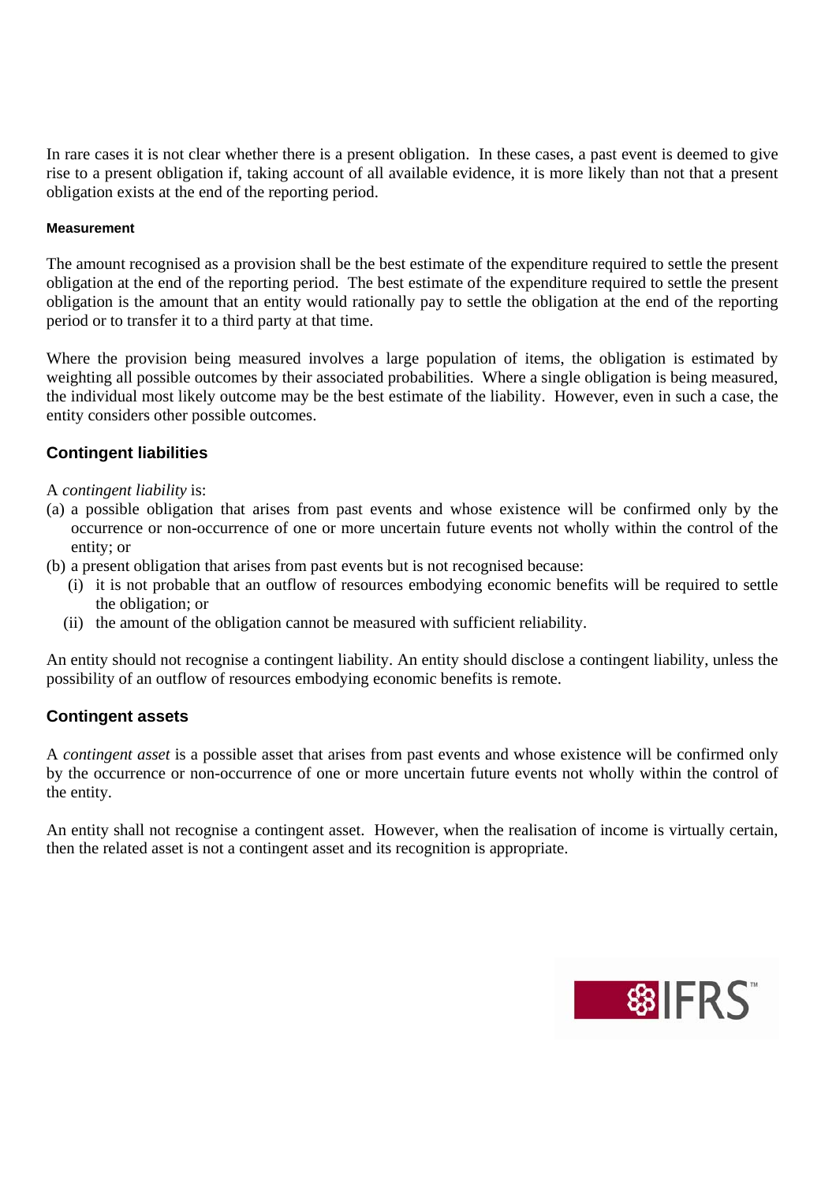In rare cases it is not clear whether there is a present obligation. In these cases, a past event is deemed to give rise to a present obligation if, taking account of all available evidence, it is more likely than not that a present obligation exists at the end of the reporting period.

#### Measurement

The amount recognised as a provision shall be the best estimate of the expenditure required to settle the present obligation at the end of the reporting period. The best estimate of the expenditure required to settle the present obligation is the amount that an entity would rationally pay to settle the obligation at the end of the reporting period or to transfer it to a third party at that time.

Where the provision being measured involves a large population of items, the obligation is estimated by weighting all possible outcomes by their associated probabilities. Where a single obligation is being measured, the individual most likely outcome may be the best estimate of the liability. However, even in such a case, the entity considers other possible outcomes.

### Contingent liabilities

A *contingent liability* is:

(a) a possible obligation that arises from past events and whose existence will be confirmed only by the occurrence or non-occurrence of one or more uncertain future events not wholly within the control of the entity; or

(b) a present obligation that arises from past events but is not recognised because:

   (i) it is not probable that an outflow of resources embodying economic benefits will be required to settle the obligation; or

   (ii) the amount of the obligation cannot be measured with sufficient reliability.

An entity should not recognise a contingent liability. An entity should disclose a contingent liability, unless the possibility of an outflow of resources embodying economic benefits is remote.

### Contingent assets

A *contingent asset* is a possible asset that arises from past events and whose existence will be confirmed only by the occurrence or non-occurrence of one or more uncertain future events not wholly within the control of the entity.

An entity shall not recognise a contingent asset. However, when the realisation of income is virtually certain, then the related asset is not a contingent asset and its recognition is appropriate.